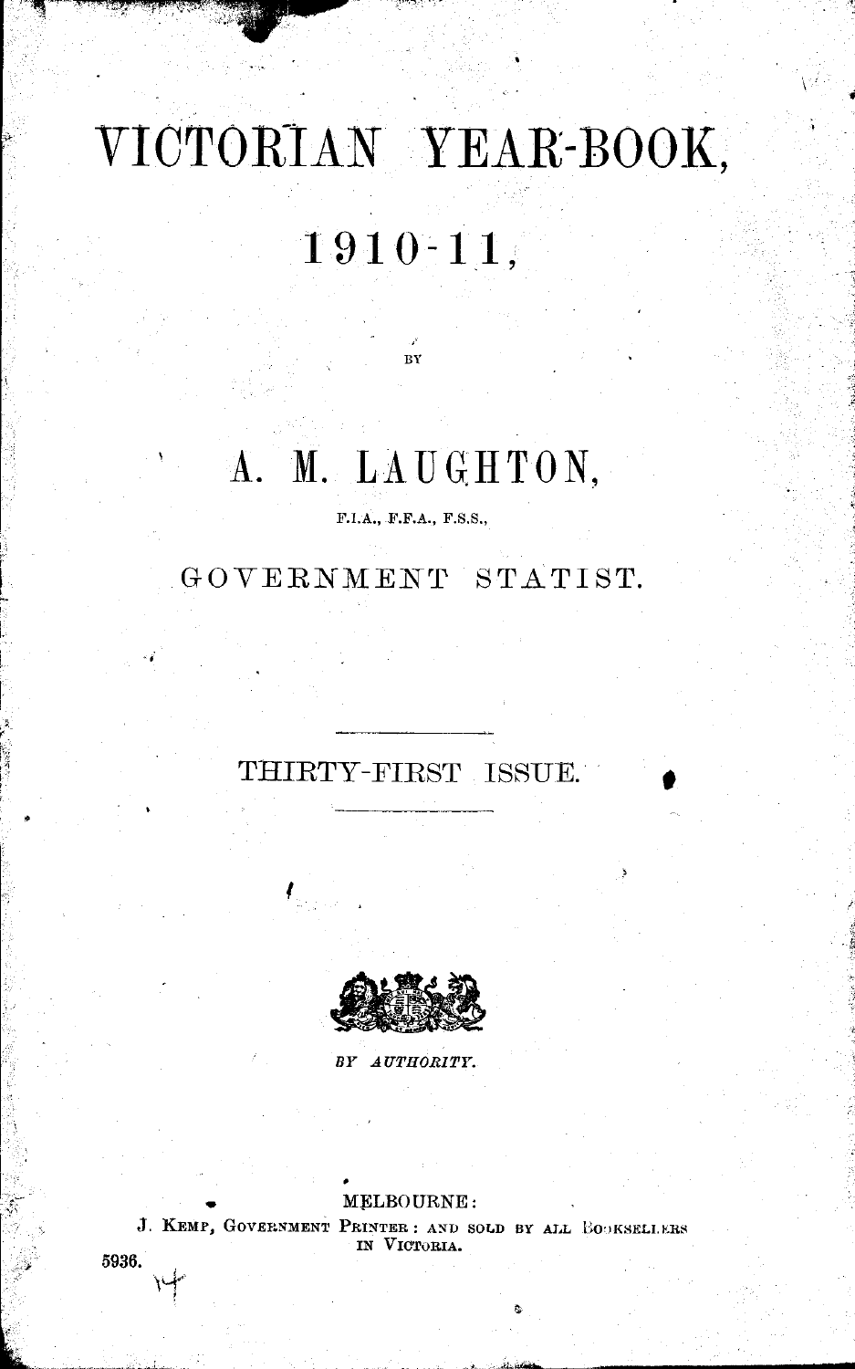# VICTORIAN YEAR-BOOK,

## 1910-11,

BY

## A. M. LAUGHTON,

F.I.A., F.F.A., F.S.S.,

GOVERNMENT STATIST.

---

THIRTY-FIRST ISSUE.

---

*BY AUTHORITY.*

MELBOURNE:
J. KEMP, GOVERNMENT PRINTER: AND SOLD BY ALL BOOKSELLERS IN VICTORIA.

5936.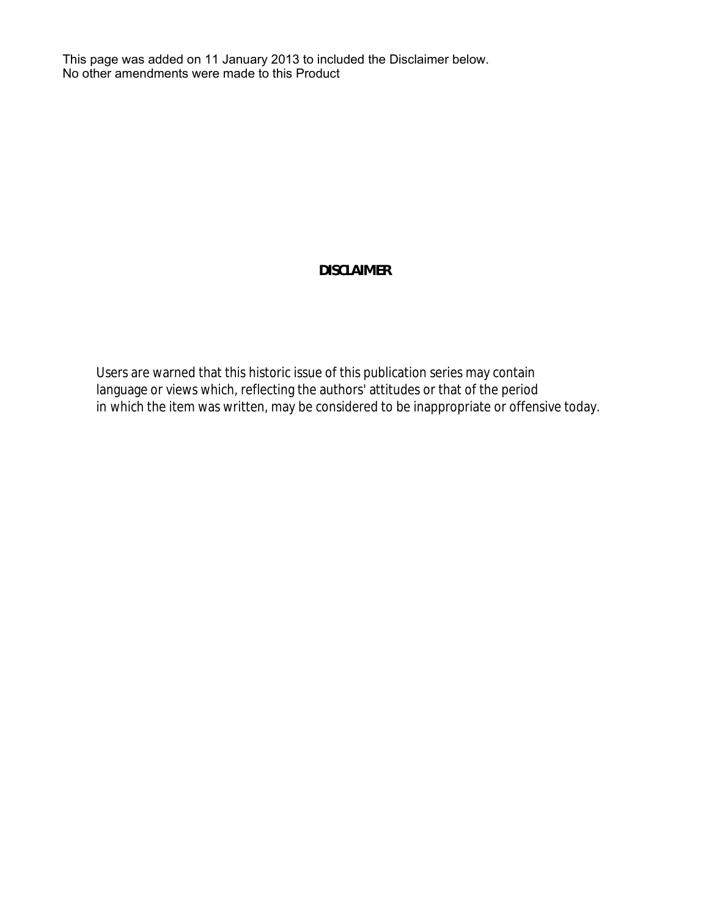This page was added on 11 January 2013 to included the Disclaimer below.
No other amendments were made to this Product

**DISCLAIMER**

Users are warned that this historic issue of this publication series may contain language or views which, reflecting the authors' attitudes or that of the period in which the item was written, may be considered to be inappropriate or offensive today.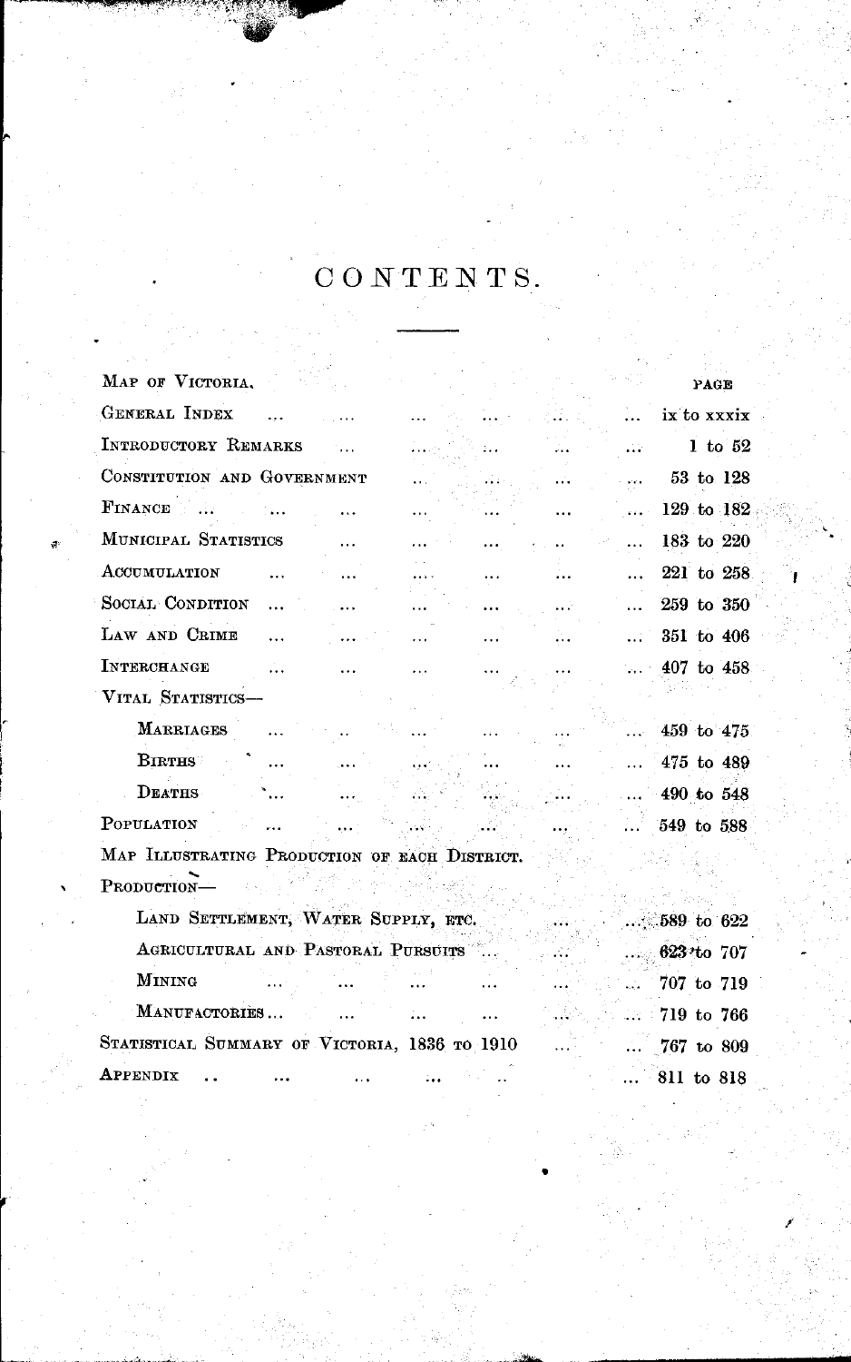# CONTENTS.

| | PAGE |
|---|---|
| MAP OF VICTORIA. | |
| GENERAL INDEX ... ... ... ... ... ... | ix to xxxix |
| INTRODUCTORY REMARKS ... ... ... ... ... | 1 to 52 |
| CONSTITUTION AND GOVERNMENT ... ... ... ... | 53 to 128 |
| FINANCE ... ... ... ... ... ... ... | 129 to 182 |
| MUNICIPAL STATISTICS ... ... ... ... ... | 183 to 220 |
| ACCUMULATION ... ... ... ... ... ... | 221 to 258 |
| SOCIAL CONDITION ... ... ... ... ... ... | 259 to 350 |
| LAW AND CRIME ... ... ... ... ... ... | 351 to 406 |
| INTERCHANGE ... ... ... ... ... ... | 407 to 458 |
| VITAL STATISTICS— | |
| MARRIAGES ... ... ... ... ... ... | 459 to 475 |
| BIRTHS ... ... ... ... ... ... | 475 to 489 |
| DEATHS ... ... ... ... ... ... | 490 to 548 |
| POPULATION ... ... ... ... ... ... | 549 to 588 |
| MAP ILLUSTRATING PRODUCTION OF EACH DISTRICT. | |
| PRODUCTION— | |
| LAND SETTLEMENT, WATER SUPPLY, ETC. ... ... | 589 to 622 |
| AGRICULTURAL AND PASTORAL PURSUITS ... ... ... | 623 to 707 |
| MINING ... ... ... ... ... ... | 707 to 719 |
| MANUFACTORIES ... ... ... ... ... ... | 719 to 766 |
| STATISTICAL SUMMARY OF VICTORIA, 1836 TO 1910 ... ... | 767 to 809 |
| APPENDIX ... ... ... ... ... ... | 811 to 818 |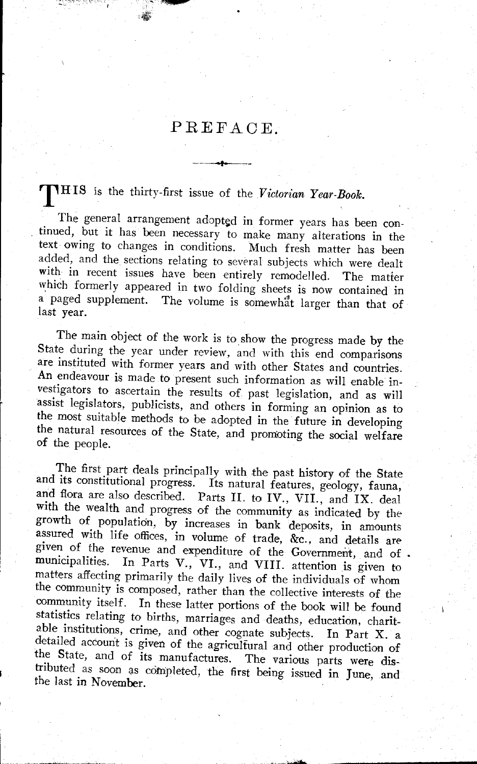# PREFACE.

THIS is the thirty-first issue of the *Victorian Year-Book.*

The general arrangement adopted in former years has been continued, but it has been necessary to make many alterations in the text owing to changes in conditions. Much fresh matter has been added, and the sections relating to several subjects which were dealt with in recent issues have been entirely remodelled. The matter which formerly appeared in two folding sheets is now contained in a paged supplement. The volume is somewhat larger than that of last year.

The main object of the work is to show the progress made by the State during the year under review, and with this end comparisons are instituted with former years and with other States and countries. An endeavour is made to present such information as will enable investigators to ascertain the results of past legislation, and as will assist legislators, publicists, and others in forming an opinion as to the most suitable methods to be adopted in the future in developing the natural resources of the State, and promoting the social welfare of the people.

The first part deals principally with the past history of the State and its constitutional progress. Its natural features, geology, fauna, and flora are also described. Parts II. to IV., VII., and IX. deal with the wealth and progress of the community as indicated by the growth of population, by increases in bank deposits, in amounts assured with life offices, in volume of trade, &c., and details are given of the revenue and expenditure of the Government, and of municipalities. In Parts V., VI., and VIII. attention is given to matters affecting primarily the daily lives of the individuals of whom the community is composed, rather than the collective interests of the community itself. In these latter portions of the book will be found statistics relating to births, marriages and deaths, education, charitable institutions, crime, and other cognate subjects. In Part X. a detailed account is given of the agricultural and other production of the State, and of its manufactures. The various parts were distributed as soon as completed, the first being issued in June, and the last in November.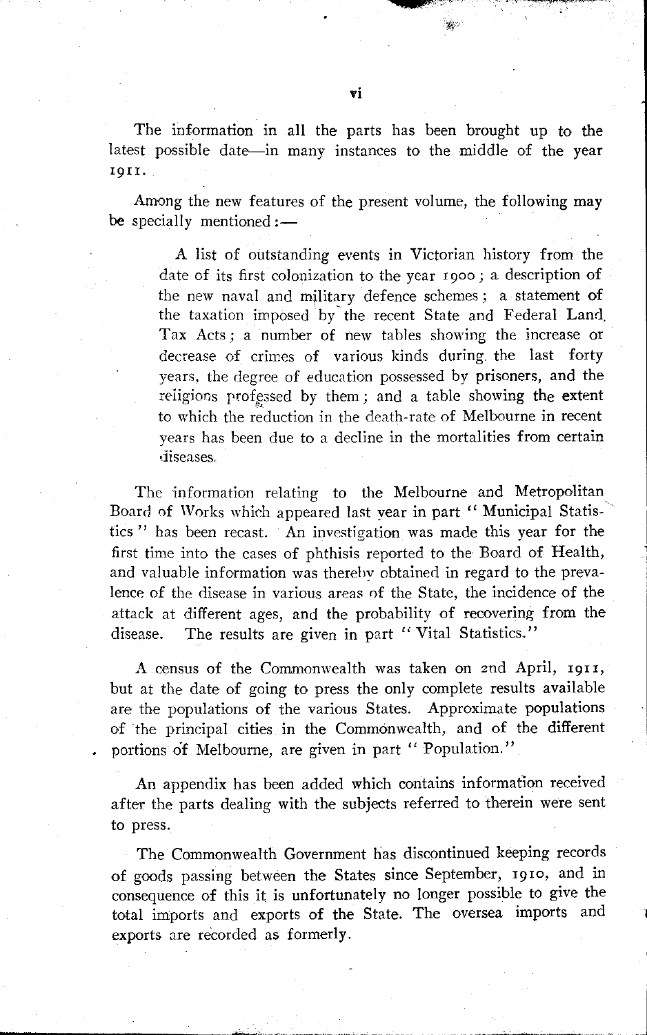The information in all the parts has been brought up to the latest possible date—in many instances to the middle of the year 1911.

Among the new features of the present volume, the following may be specially mentioned:—

> A list of outstanding events in Victorian history from the date of its first colonization to the year 1900; a description of the new naval and military defence schemes; a statement of the taxation imposed by the recent State and Federal Land Tax Acts; a number of new tables showing the increase or decrease of crimes of various kinds during the last forty years, the degree of education possessed by prisoners, and the religions professed by them; and a table showing the extent to which the reduction in the death-rate of Melbourne in recent years has been due to a decline in the mortalities from certain diseases.

The information relating to the Melbourne and Metropolitan Board of Works which appeared last year in part "Municipal Statistics" has been recast. An investigation was made this year for the first time into the cases of phthisis reported to the Board of Health, and valuable information was thereby obtained in regard to the prevalence of the disease in various areas of the State, the incidence of the attack at different ages, and the probability of recovering from the disease. The results are given in part "Vital Statistics."

A census of the Commonwealth was taken on 2nd April, 1911, but at the date of going to press the only complete results available are the populations of the various States. Approximate populations of the principal cities in the Commonwealth, and of the different portions of Melbourne, are given in part "Population."

An appendix has been added which contains information received after the parts dealing with the subjects referred to therein were sent to press.

The Commonwealth Government has discontinued keeping records of goods passing between the States since September, 1910, and in consequence of this it is unfortunately no longer possible to give the total imports and exports of the State. The oversea imports and exports are recorded as formerly.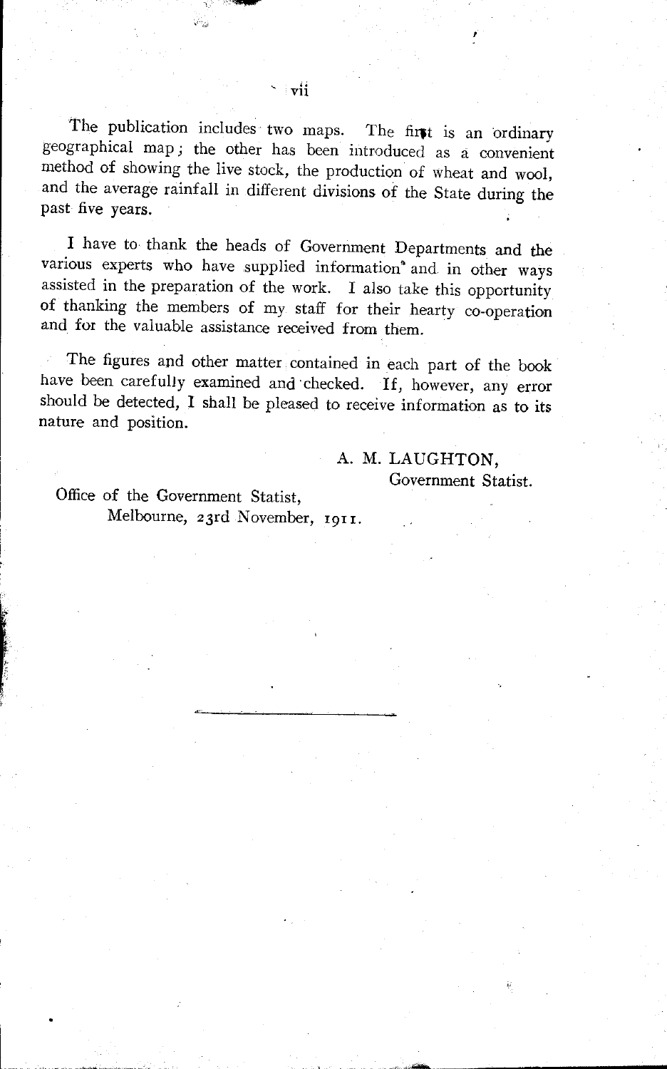The publication includes two maps. The first is an ordinary geographical map; the other has been introduced as a convenient method of showing the live stock, the production of wheat and wool, and the average rainfall in different divisions of the State during the past five years.

I have to thank the heads of Government Departments and the various experts who have supplied information and in other ways assisted in the preparation of the work. I also take this opportunity of thanking the members of my staff for their hearty co-operation and for the valuable assistance received from them.

The figures and other matter contained in each part of the book have been carefully examined and checked. If, however, any error should be detected, I shall be pleased to receive information as to its nature and position.

A. M. LAUGHTON,
Government Statist.

Office of the Government Statist,
Melbourne, 23rd November, 1911.